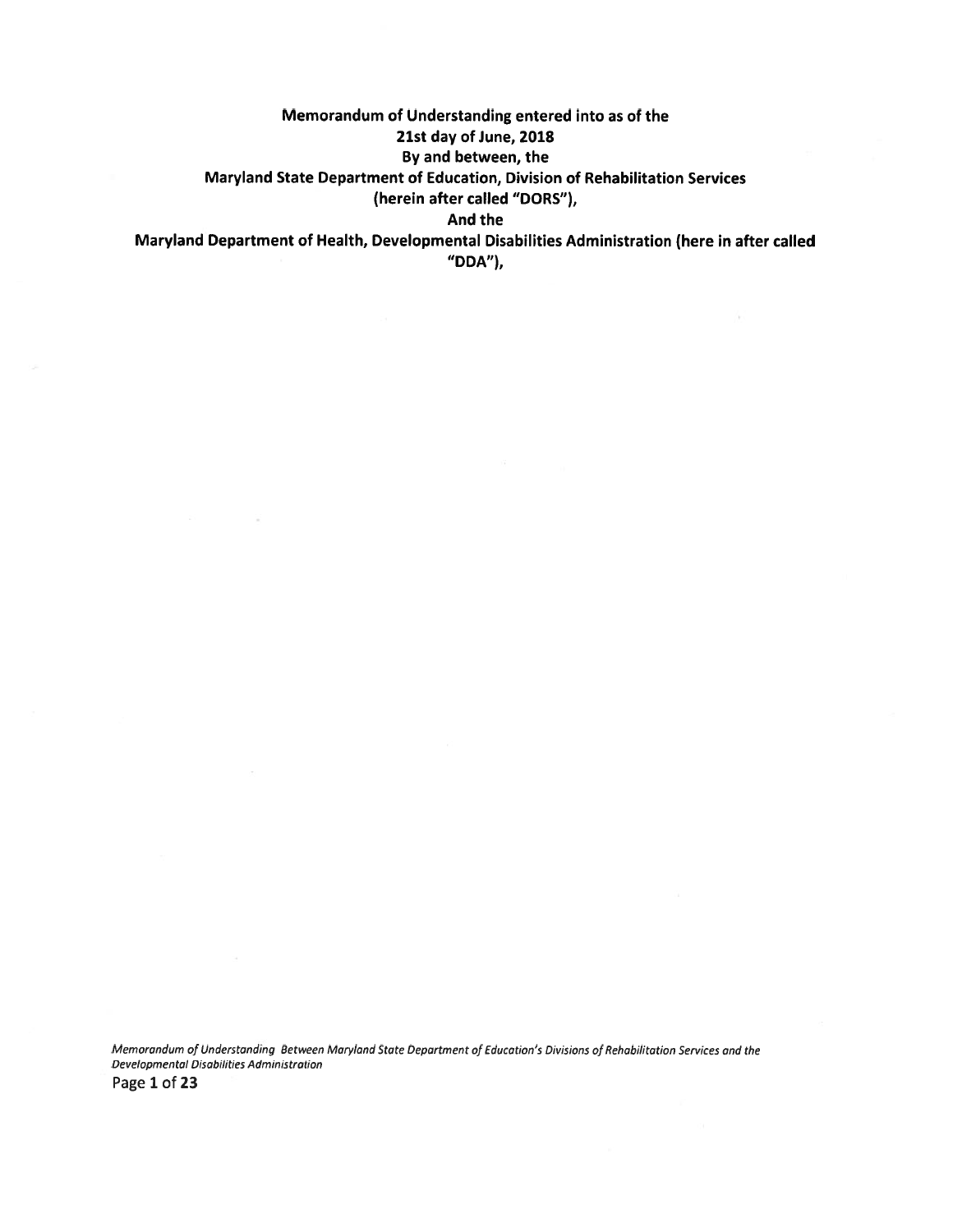**Memorandum of Understanding entered into as of the**
**21st day of June, 2018**
**By and between, the**
**Maryland State Department of Education, Division of Rehabilitation Services**
**(herein after called "DORS"),**
**And the**
**Maryland Department of Health, Developmental Disabilities Administration (here in after called "DDA"),**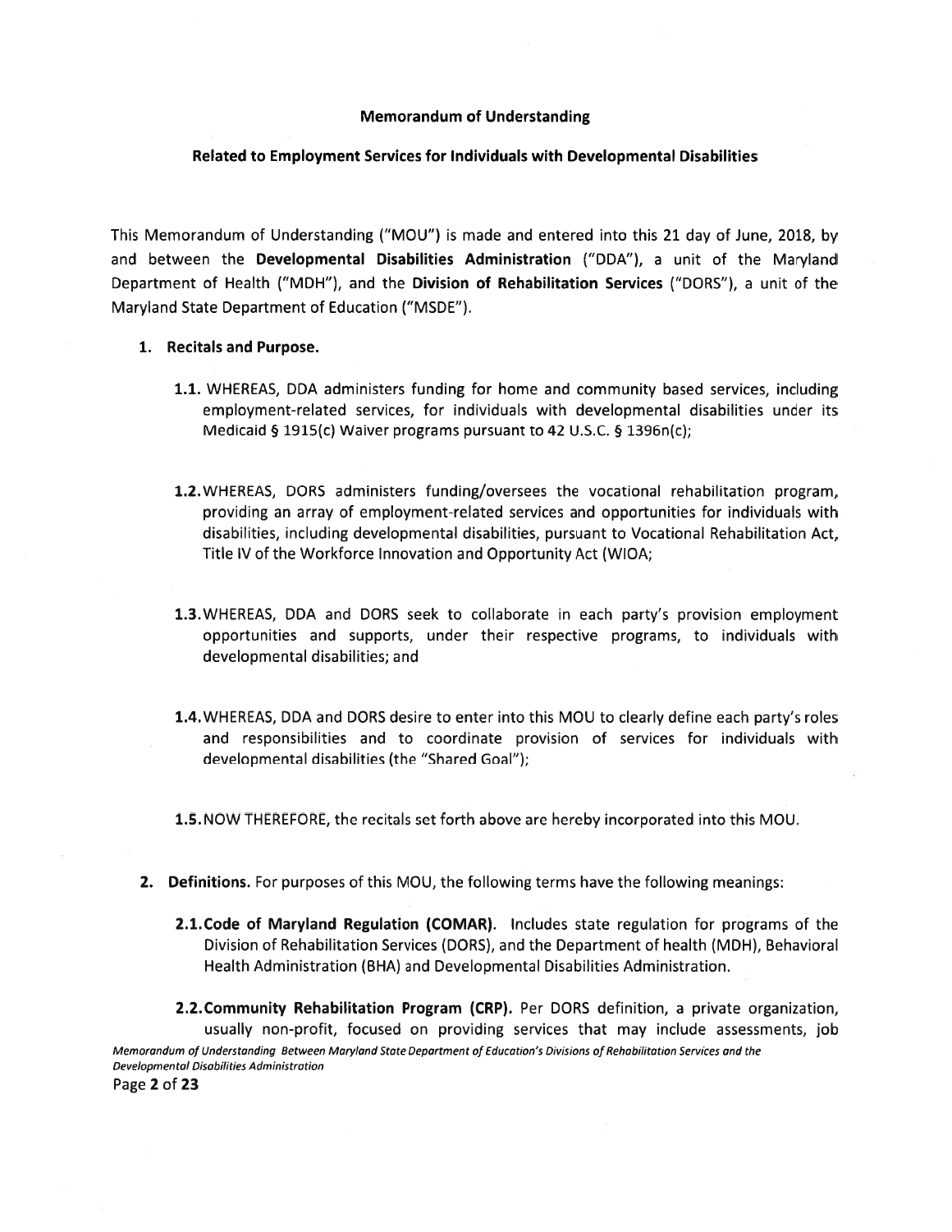**Memorandum of Understanding**

**Related to Employment Services for Individuals with Developmental Disabilities**

This Memorandum of Understanding ("MOU") is made and entered into this 21 day of June, 2018, by and between the **Developmental Disabilities Administration** ("DDA"), a unit of the Maryland Department of Health ("MDH"), and the **Division of Rehabilitation Services** ("DORS"), a unit of the Maryland State Department of Education ("MSDE").

1. **Recitals and Purpose.**

   **1.1.** WHEREAS, DDA administers funding for home and community based services, including employment-related services, for individuals with developmental disabilities under its Medicaid § 1915(c) Waiver programs pursuant to 42 U.S.C. § 1396n(c);

   **1.2.** WHEREAS, DORS administers funding/oversees the vocational rehabilitation program, providing an array of employment-related services and opportunities for individuals with disabilities, including developmental disabilities, pursuant to Vocational Rehabilitation Act, Title IV of the Workforce Innovation and Opportunity Act (WIOA;

   **1.3.** WHEREAS, DDA and DORS seek to collaborate in each party's provision employment opportunities and supports, under their respective programs, to individuals with developmental disabilities; and

   **1.4.** WHEREAS, DDA and DORS desire to enter into this MOU to clearly define each party's roles and responsibilities and to coordinate provision of services for individuals with developmental disabilities (the "Shared Goal");

   **1.5.** NOW THEREFORE, the recitals set forth above are hereby incorporated into this MOU.

2. **Definitions.** For purposes of this MOU, the following terms have the following meanings:

   **2.1. Code of Maryland Regulation (COMAR).** Includes state regulation for programs of the Division of Rehabilitation Services (DORS), and the Department of health (MDH), Behavioral Health Administration (BHA) and Developmental Disabilities Administration.

   **2.2. Community Rehabilitation Program (CRP).** Per DORS definition, a private organization, usually non-profit, focused on providing services that may include assessments, job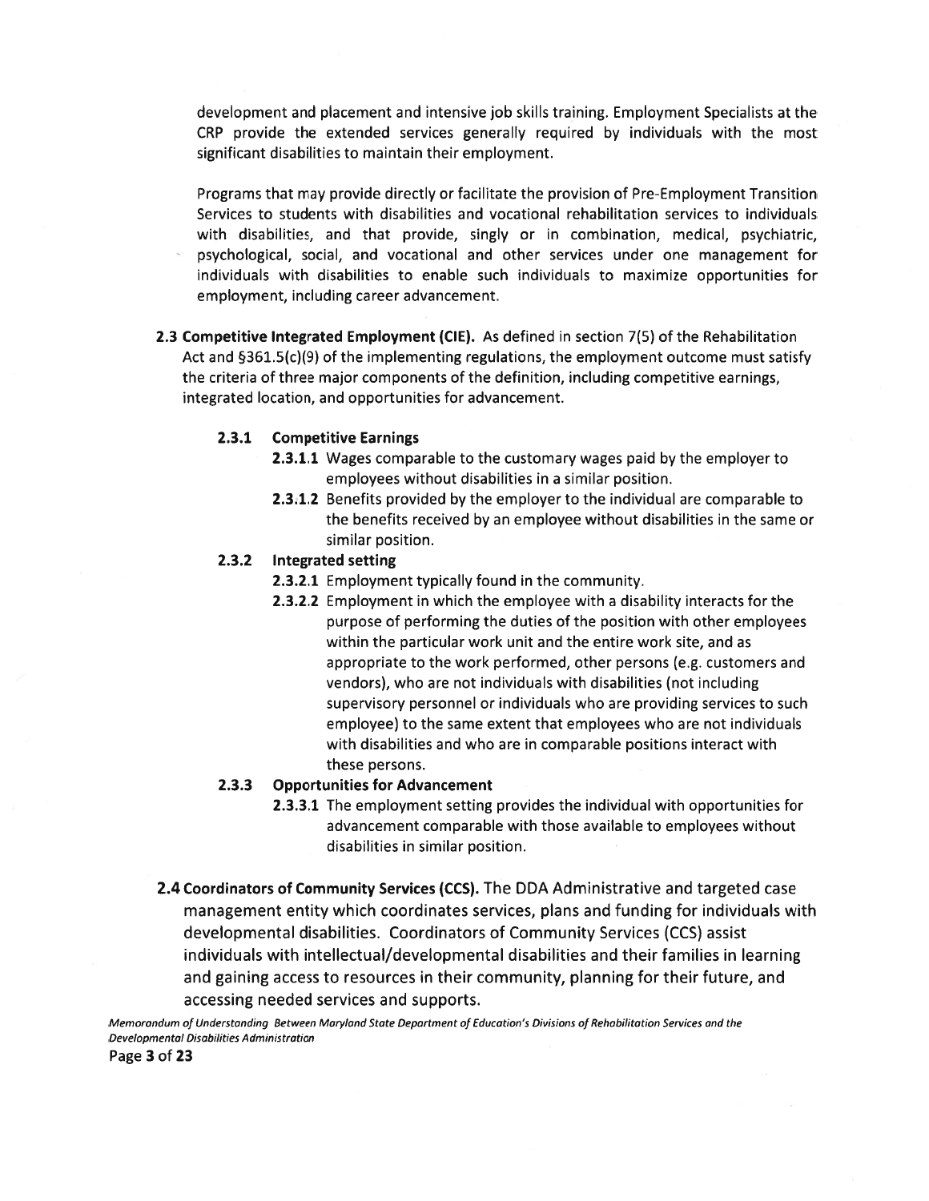development and placement and intensive job skills training. Employment Specialists at the CRP provide the extended services generally required by individuals with the most significant disabilities to maintain their employment.

Programs that may provide directly or facilitate the provision of Pre-Employment Transition Services to students with disabilities and vocational rehabilitation services to individuals with disabilities, and that provide, singly or in combination, medical, psychiatric, psychological, social, and vocational and other services under one management for individuals with disabilities to enable such individuals to maximize opportunities for employment, including career advancement.

**2.3 Competitive Integrated Employment (CIE).** As defined in section 7(5) of the Rehabilitation Act and §361.5(c)(9) of the implementing regulations, the employment outcome must satisfy the criteria of three major components of the definition, including competitive earnings, integrated location, and opportunities for advancement.

**2.3.1 Competitive Earnings**

- **2.3.1.1** Wages comparable to the customary wages paid by the employer to employees without disabilities in a similar position.
- **2.3.1.2** Benefits provided by the employer to the individual are comparable to the benefits received by an employee without disabilities in the same or similar position.

**2.3.2 Integrated setting**

- **2.3.2.1** Employment typically found in the community.
- **2.3.2.2** Employment in which the employee with a disability interacts for the purpose of performing the duties of the position with other employees within the particular work unit and the entire work site, and as appropriate to the work performed, other persons (e.g. customers and vendors), who are not individuals with disabilities (not including supervisory personnel or individuals who are providing services to such employee) to the same extent that employees who are not individuals with disabilities and who are in comparable positions interact with these persons.

**2.3.3 Opportunities for Advancement**

- **2.3.3.1** The employment setting provides the individual with opportunities for advancement comparable with those available to employees without disabilities in similar position.

**2.4 Coordinators of Community Services (CCS).** The DDA Administrative and targeted case management entity which coordinates services, plans and funding for individuals with developmental disabilities. Coordinators of Community Services (CCS) assist individuals with intellectual/developmental disabilities and their families in learning and gaining access to resources in their community, planning for their future, and accessing needed services and supports.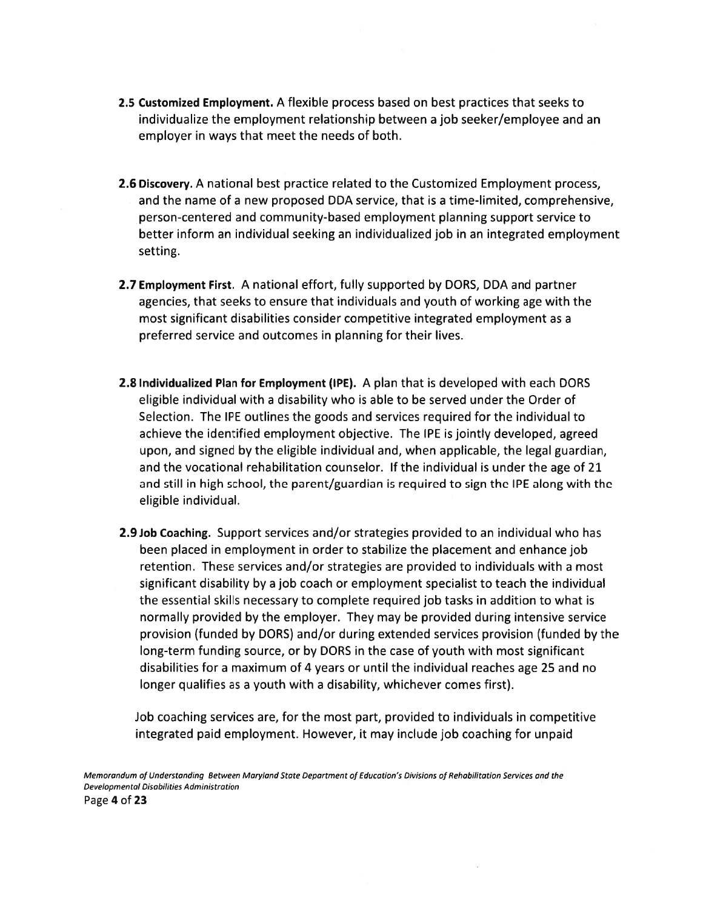**2.5 Customized Employment.** A flexible process based on best practices that seeks to individualize the employment relationship between a job seeker/employee and an employer in ways that meet the needs of both.

**2.6 Discovery.** A national best practice related to the Customized Employment process, and the name of a new proposed DDA service, that is a time-limited, comprehensive, person-centered and community-based employment planning support service to better inform an individual seeking an individualized job in an integrated employment setting.

**2.7 Employment First.** A national effort, fully supported by DORS, DDA and partner agencies, that seeks to ensure that individuals and youth of working age with the most significant disabilities consider competitive integrated employment as a preferred service and outcomes in planning for their lives.

**2.8 Individualized Plan for Employment (IPE).** A plan that is developed with each DORS eligible individual with a disability who is able to be served under the Order of Selection. The IPE outlines the goods and services required for the individual to achieve the identified employment objective. The IPE is jointly developed, agreed upon, and signed by the eligible individual and, when applicable, the legal guardian, and the vocational rehabilitation counselor. If the individual is under the age of 21 and still in high school, the parent/guardian is required to sign the IPE along with the eligible individual.

**2.9 Job Coaching.** Support services and/or strategies provided to an individual who has been placed in employment in order to stabilize the placement and enhance job retention. These services and/or strategies are provided to individuals with a most significant disability by a job coach or employment specialist to teach the individual the essential skills necessary to complete required job tasks in addition to what is normally provided by the employer. They may be provided during intensive service provision (funded by DORS) and/or during extended services provision (funded by the long-term funding source, or by DORS in the case of youth with most significant disabilities for a maximum of 4 years or until the individual reaches age 25 and no longer qualifies as a youth with a disability, whichever comes first).

Job coaching services are, for the most part, provided to individuals in competitive integrated paid employment. However, it may include job coaching for unpaid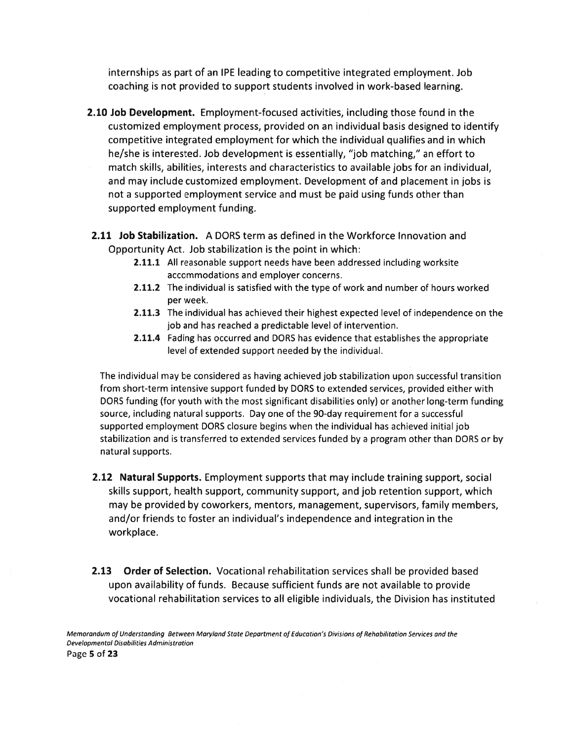internships as part of an IPE leading to competitive integrated employment. Job coaching is not provided to support students involved in work-based learning.

**2.10 Job Development.** Employment-focused activities, including those found in the customized employment process, provided on an individual basis designed to identify competitive integrated employment for which the individual qualifies and in which he/she is interested. Job development is essentially, "job matching," an effort to match skills, abilities, interests and characteristics to available jobs for an individual, and may include customized employment. Development of and placement in jobs is not a supported employment service and must be paid using funds other than supported employment funding.

**2.11 Job Stabilization.** A DORS term as defined in the Workforce Innovation and Opportunity Act. Job stabilization is the point in which:

- **2.11.1** All reasonable support needs have been addressed including worksite accommodations and employer concerns.
- **2.11.2** The individual is satisfied with the type of work and number of hours worked per week.
- **2.11.3** The individual has achieved their highest expected level of independence on the job and has reached a predictable level of intervention.
- **2.11.4** Fading has occurred and DORS has evidence that establishes the appropriate level of extended support needed by the individual.

The individual may be considered as having achieved job stabilization upon successful transition from short-term intensive support funded by DORS to extended services, provided either with DORS funding (for youth with the most significant disabilities only) or another long-term funding source, including natural supports. Day one of the 90-day requirement for a successful supported employment DORS closure begins when the individual has achieved initial job stabilization and is transferred to extended services funded by a program other than DORS or by natural supports.

**2.12 Natural Supports.** Employment supports that may include training support, social skills support, health support, community support, and job retention support, which may be provided by coworkers, mentors, management, supervisors, family members, and/or friends to foster an individual's independence and integration in the workplace.

**2.13 Order of Selection.** Vocational rehabilitation services shall be provided based upon availability of funds. Because sufficient funds are not available to provide vocational rehabilitation services to all eligible individuals, the Division has instituted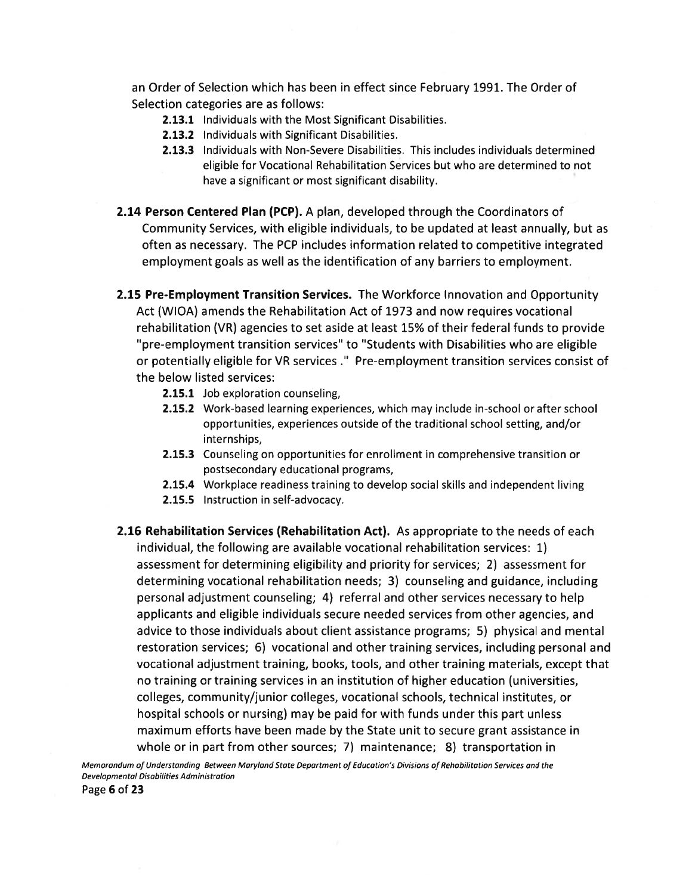an Order of Selection which has been in effect since February 1991. The Order of Selection categories are as follows:

- **2.13.1** Individuals with the Most Significant Disabilities.
- **2.13.2** Individuals with Significant Disabilities.
- **2.13.3** Individuals with Non-Severe Disabilities. This includes individuals determined eligible for Vocational Rehabilitation Services but who are determined to not have a significant or most significant disability.

**2.14 Person Centered Plan (PCP).** A plan, developed through the Coordinators of Community Services, with eligible individuals, to be updated at least annually, but as often as necessary. The PCP includes information related to competitive integrated employment goals as well as the identification of any barriers to employment.

**2.15 Pre-Employment Transition Services.** The Workforce Innovation and Opportunity Act (WIOA) amends the Rehabilitation Act of 1973 and now requires vocational rehabilitation (VR) agencies to set aside at least 15% of their federal funds to provide "pre-employment transition services" to "Students with Disabilities who are eligible or potentially eligible for VR services ." Pre-employment transition services consist of the below listed services:

- **2.15.1** Job exploration counseling,
- **2.15.2** Work-based learning experiences, which may include in-school or after school opportunities, experiences outside of the traditional school setting, and/or internships,
- **2.15.3** Counseling on opportunities for enrollment in comprehensive transition or postsecondary educational programs,
- **2.15.4** Workplace readiness training to develop social skills and independent living
- **2.15.5** Instruction in self-advocacy.

**2.16 Rehabilitation Services (Rehabilitation Act).** As appropriate to the needs of each individual, the following are available vocational rehabilitation services: 1) assessment for determining eligibility and priority for services; 2) assessment for determining vocational rehabilitation needs; 3) counseling and guidance, including personal adjustment counseling; 4) referral and other services necessary to help applicants and eligible individuals secure needed services from other agencies, and advice to those individuals about client assistance programs; 5) physical and mental restoration services; 6) vocational and other training services, including personal and vocational adjustment training, books, tools, and other training materials, except that no training or training services in an institution of higher education (universities, colleges, community/junior colleges, vocational schools, technical institutes, or hospital schools or nursing) may be paid for with funds under this part unless maximum efforts have been made by the State unit to secure grant assistance in whole or in part from other sources; 7) maintenance; 8) transportation in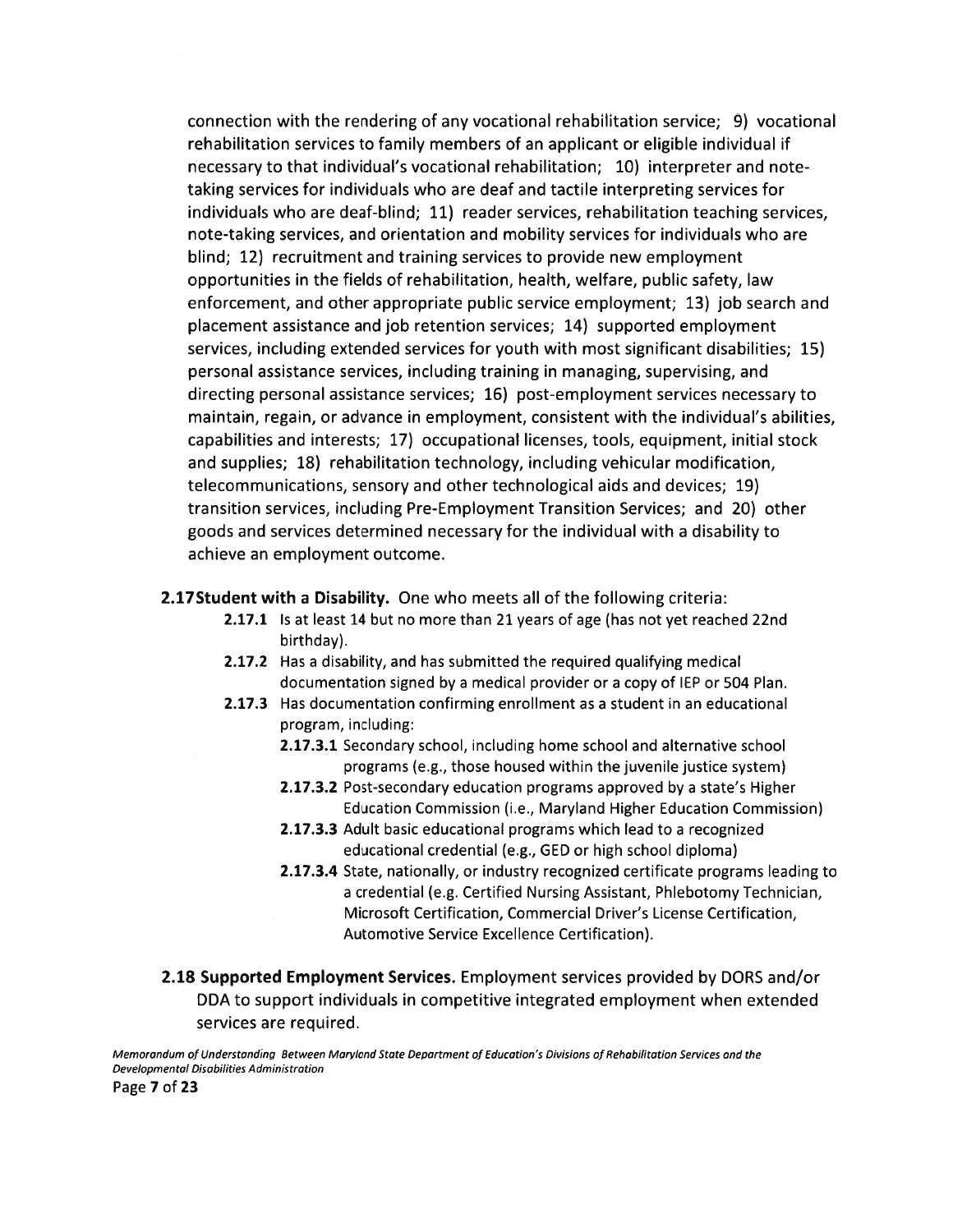connection with the rendering of any vocational rehabilitation service; 9) vocational rehabilitation services to family members of an applicant or eligible individual if necessary to that individual's vocational rehabilitation; 10) interpreter and note-taking services for individuals who are deaf and tactile interpreting services for individuals who are deaf-blind; 11) reader services, rehabilitation teaching services, note-taking services, and orientation and mobility services for individuals who are blind; 12) recruitment and training services to provide new employment opportunities in the fields of rehabilitation, health, welfare, public safety, law enforcement, and other appropriate public service employment; 13) job search and placement assistance and job retention services; 14) supported employment services, including extended services for youth with most significant disabilities; 15) personal assistance services, including training in managing, supervising, and directing personal assistance services; 16) post-employment services necessary to maintain, regain, or advance in employment, consistent with the individual's abilities, capabilities and interests; 17) occupational licenses, tools, equipment, initial stock and supplies; 18) rehabilitation technology, including vehicular modification, telecommunications, sensory and other technological aids and devices; 19) transition services, including Pre-Employment Transition Services; and 20) other goods and services determined necessary for the individual with a disability to achieve an employment outcome.

**2.17 Student with a Disability.** One who meets all of the following criteria:

- **2.17.1** Is at least 14 but no more than 21 years of age (has not yet reached 22nd birthday).
- **2.17.2** Has a disability, and has submitted the required qualifying medical documentation signed by a medical provider or a copy of IEP or 504 Plan.
- **2.17.3** Has documentation confirming enrollment as a student in an educational program, including:
  - **2.17.3.1** Secondary school, including home school and alternative school programs (e.g., those housed within the juvenile justice system)
  - **2.17.3.2** Post-secondary education programs approved by a state's Higher Education Commission (i.e., Maryland Higher Education Commission)
  - **2.17.3.3** Adult basic educational programs which lead to a recognized educational credential (e.g., GED or high school diploma)
  - **2.17.3.4** State, nationally, or industry recognized certificate programs leading to a credential (e.g. Certified Nursing Assistant, Phlebotomy Technician, Microsoft Certification, Commercial Driver's License Certification, Automotive Service Excellence Certification).

**2.18 Supported Employment Services.** Employment services provided by DORS and/or DDA to support individuals in competitive integrated employment when extended services are required.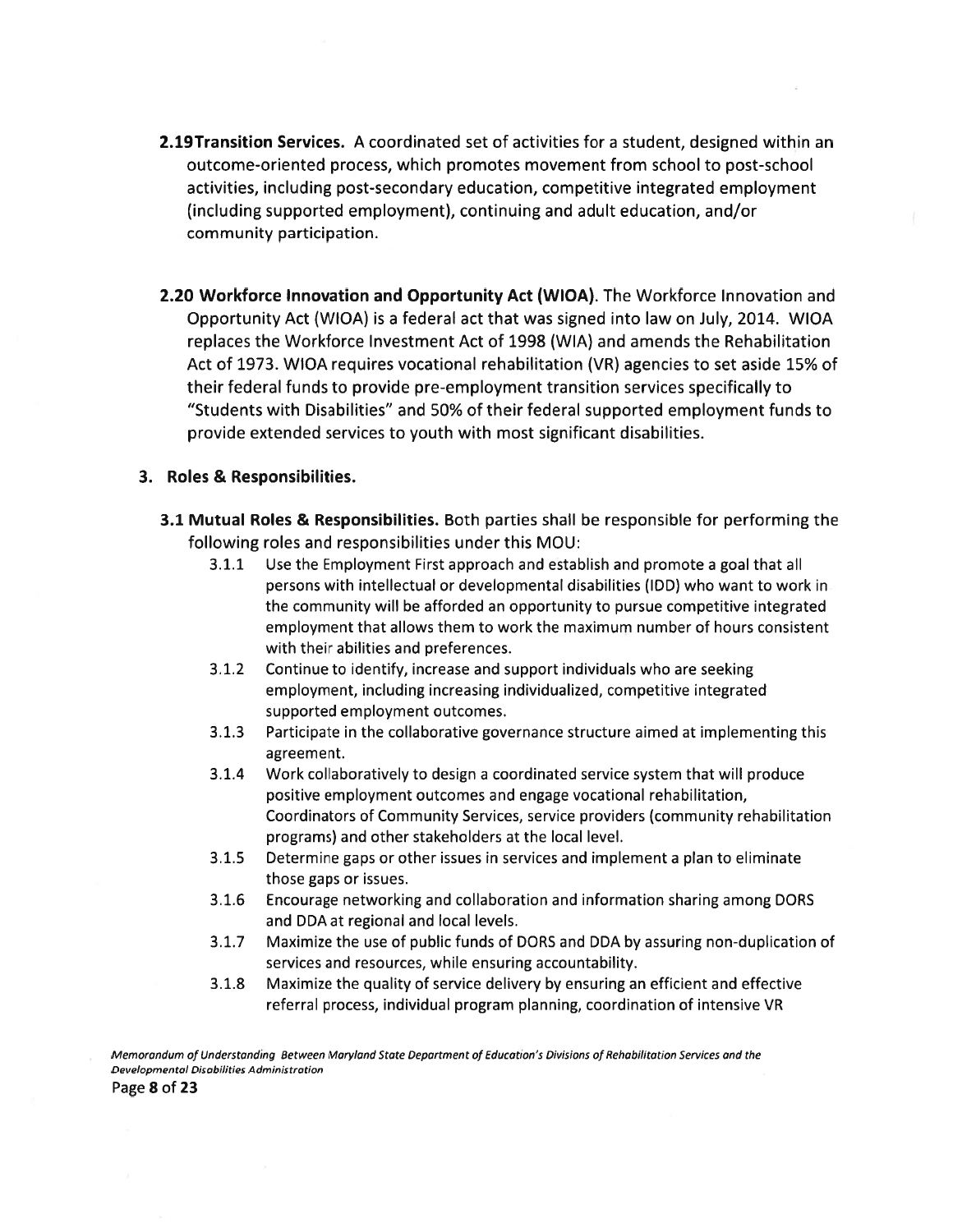**2.19 Transition Services.** A coordinated set of activities for a student, designed within an outcome-oriented process, which promotes movement from school to post-school activities, including post-secondary education, competitive integrated employment (including supported employment), continuing and adult education, and/or community participation.

**2.20 Workforce Innovation and Opportunity Act (WIOA)**. The Workforce Innovation and Opportunity Act (WIOA) is a federal act that was signed into law on July, 2014. WIOA replaces the Workforce Investment Act of 1998 (WIA) and amends the Rehabilitation Act of 1973. WIOA requires vocational rehabilitation (VR) agencies to set aside 15% of their federal funds to provide pre-employment transition services specifically to "Students with Disabilities" and 50% of their federal supported employment funds to provide extended services to youth with most significant disabilities.

## 3. Roles & Responsibilities.

**3.1 Mutual Roles & Responsibilities.** Both parties shall be responsible for performing the following roles and responsibilities under this MOU:

3.1.1 Use the Employment First approach and establish and promote a goal that all persons with intellectual or developmental disabilities (IDD) who want to work in the community will be afforded an opportunity to pursue competitive integrated employment that allows them to work the maximum number of hours consistent with their abilities and preferences.

3.1.2 Continue to identify, increase and support individuals who are seeking employment, including increasing individualized, competitive integrated supported employment outcomes.

3.1.3 Participate in the collaborative governance structure aimed at implementing this agreement.

3.1.4 Work collaboratively to design a coordinated service system that will produce positive employment outcomes and engage vocational rehabilitation, Coordinators of Community Services, service providers (community rehabilitation programs) and other stakeholders at the local level.

3.1.5 Determine gaps or other issues in services and implement a plan to eliminate those gaps or issues.

3.1.6 Encourage networking and collaboration and information sharing among DORS and DDA at regional and local levels.

3.1.7 Maximize the use of public funds of DORS and DDA by assuring non-duplication of services and resources, while ensuring accountability.

3.1.8 Maximize the quality of service delivery by ensuring an efficient and effective referral process, individual program planning, coordination of intensive VR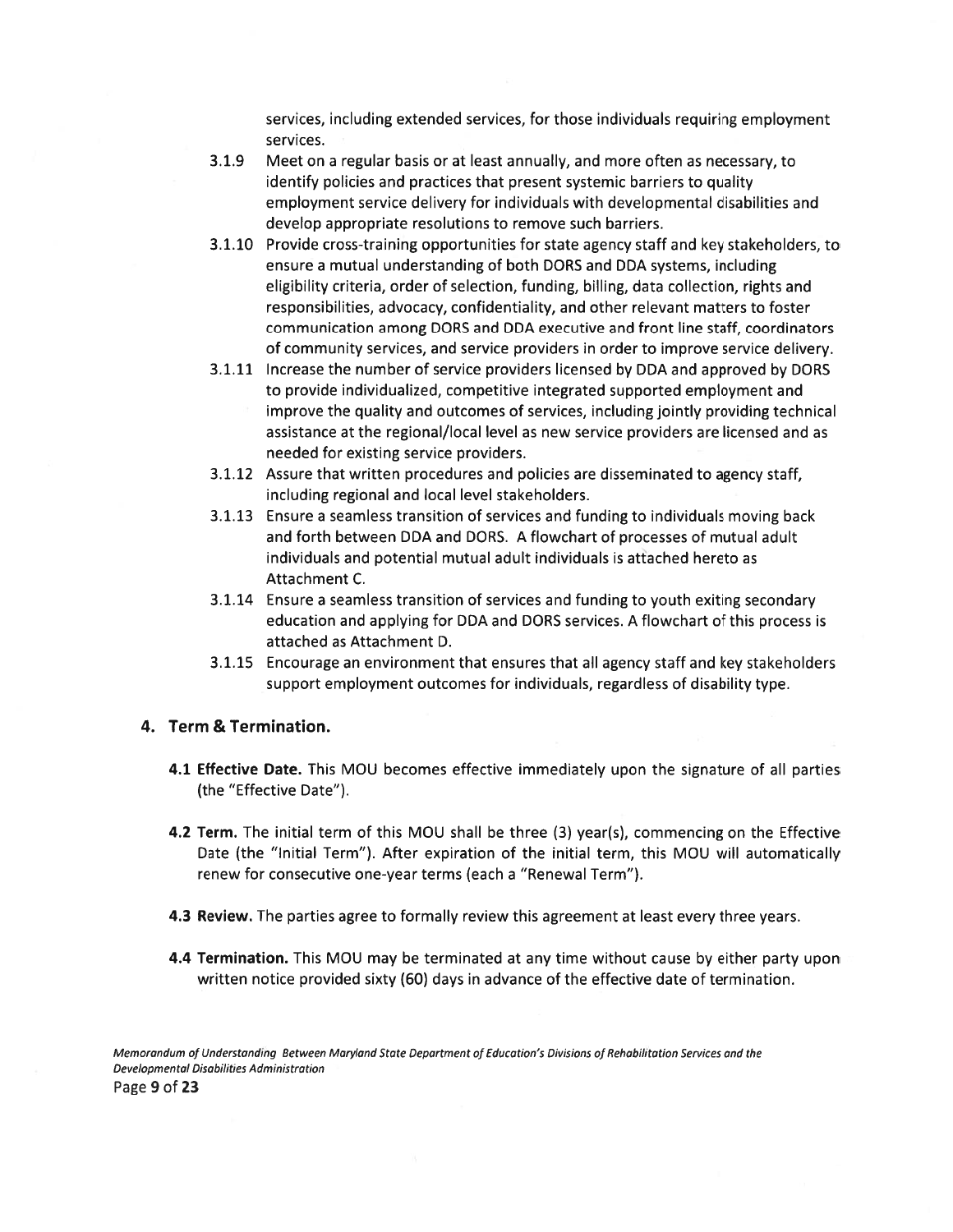services, including extended services, for those individuals requiring employment services.

3.1.9 Meet on a regular basis or at least annually, and more often as necessary, to identify policies and practices that present systemic barriers to quality employment service delivery for individuals with developmental disabilities and develop appropriate resolutions to remove such barriers.

3.1.10 Provide cross-training opportunities for state agency staff and key stakeholders, to ensure a mutual understanding of both DORS and DDA systems, including eligibility criteria, order of selection, funding, billing, data collection, rights and responsibilities, advocacy, confidentiality, and other relevant matters to foster communication among DORS and DDA executive and front line staff, coordinators of community services, and service providers in order to improve service delivery.

3.1.11 Increase the number of service providers licensed by DDA and approved by DORS to provide individualized, competitive integrated supported employment and improve the quality and outcomes of services, including jointly providing technical assistance at the regional/local level as new service providers are licensed and as needed for existing service providers.

3.1.12 Assure that written procedures and policies are disseminated to agency staff, including regional and local level stakeholders.

3.1.13 Ensure a seamless transition of services and funding to individuals moving back and forth between DDA and DORS. A flowchart of processes of mutual adult individuals and potential mutual adult individuals is attached hereto as Attachment C.

3.1.14 Ensure a seamless transition of services and funding to youth exiting secondary education and applying for DDA and DORS services. A flowchart of this process is attached as Attachment D.

3.1.15 Encourage an environment that ensures that all agency staff and key stakeholders support employment outcomes for individuals, regardless of disability type.

## 4. Term & Termination.

**4.1 Effective Date.** This MOU becomes effective immediately upon the signature of all parties (the "Effective Date").

**4.2 Term.** The initial term of this MOU shall be three (3) year(s), commencing on the Effective Date (the "Initial Term"). After expiration of the initial term, this MOU will automatically renew for consecutive one-year terms (each a "Renewal Term").

**4.3 Review.** The parties agree to formally review this agreement at least every three years.

**4.4 Termination.** This MOU may be terminated at any time without cause by either party upon written notice provided sixty (60) days in advance of the effective date of termination.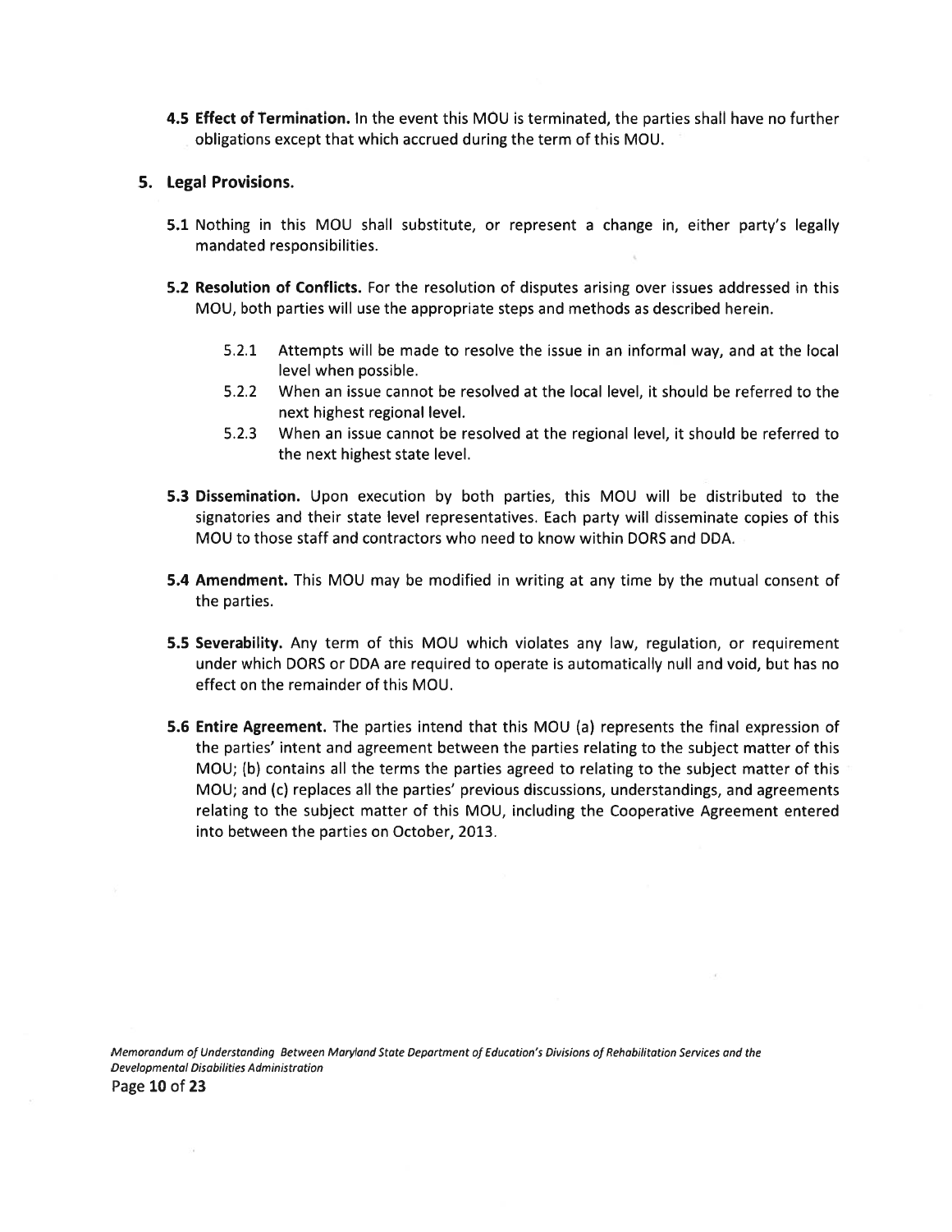**4.5 Effect of Termination.** In the event this MOU is terminated, the parties shall have no further obligations except that which accrued during the term of this MOU.

## 5. Legal Provisions.

**5.1** Nothing in this MOU shall substitute, or represent a change in, either party's legally mandated responsibilities.

**5.2 Resolution of Conflicts.** For the resolution of disputes arising over issues addressed in this MOU, both parties will use the appropriate steps and methods as described herein.

- 5.2.1 Attempts will be made to resolve the issue in an informal way, and at the local level when possible.
- 5.2.2 When an issue cannot be resolved at the local level, it should be referred to the next highest regional level.
- 5.2.3 When an issue cannot be resolved at the regional level, it should be referred to the next highest state level.

**5.3 Dissemination.** Upon execution by both parties, this MOU will be distributed to the signatories and their state level representatives. Each party will disseminate copies of this MOU to those staff and contractors who need to know within DORS and DDA.

**5.4 Amendment.** This MOU may be modified in writing at any time by the mutual consent of the parties.

**5.5 Severability.** Any term of this MOU which violates any law, regulation, or requirement under which DORS or DDA are required to operate is automatically null and void, but has no effect on the remainder of this MOU.

**5.6 Entire Agreement.** The parties intend that this MOU (a) represents the final expression of the parties' intent and agreement between the parties relating to the subject matter of this MOU; (b) contains all the terms the parties agreed to relating to the subject matter of this MOU; and (c) replaces all the parties' previous discussions, understandings, and agreements relating to the subject matter of this MOU, including the Cooperative Agreement entered into between the parties on October, 2013.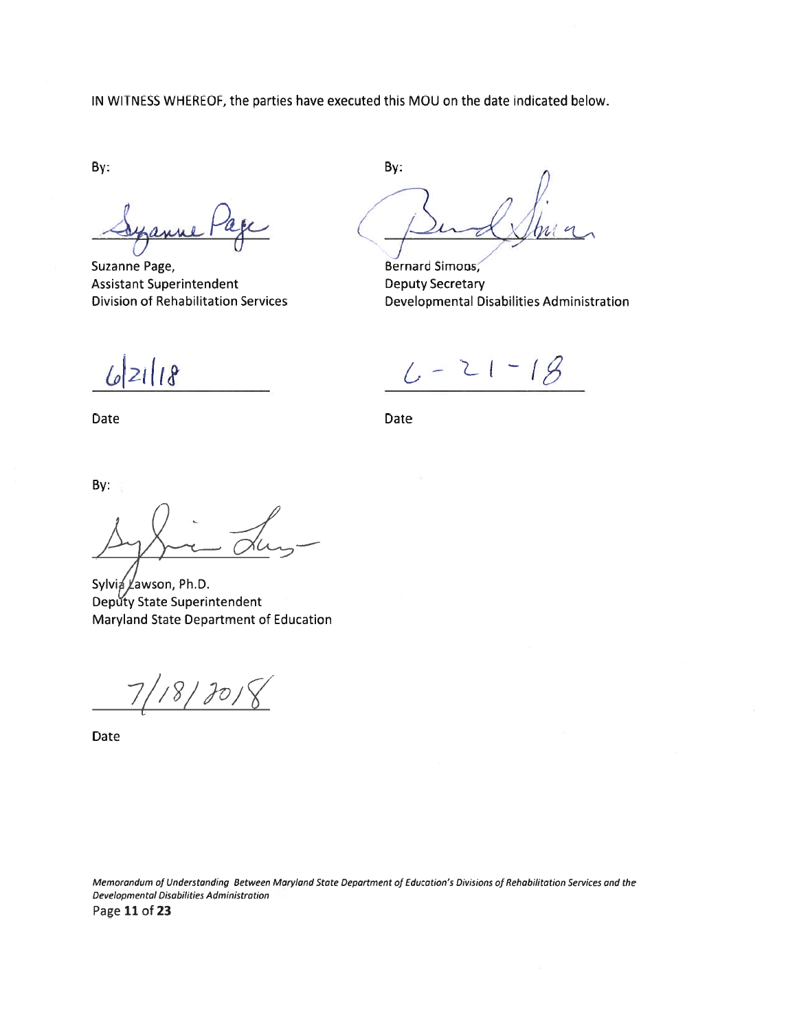IN WITNESS WHEREOF, the parties have executed this MOU on the date indicated below.

By:

Suzanne Page,
Assistant Superintendent
Division of Rehabilitation Services

6/21/18

Date

By:

Bernard Simons,
Deputy Secretary
Developmental Disabilities Administration

6-21-18

Date

By:

Sylvia Lawson, Ph.D.
Deputy State Superintendent
Maryland State Department of Education

7/18/2018

Date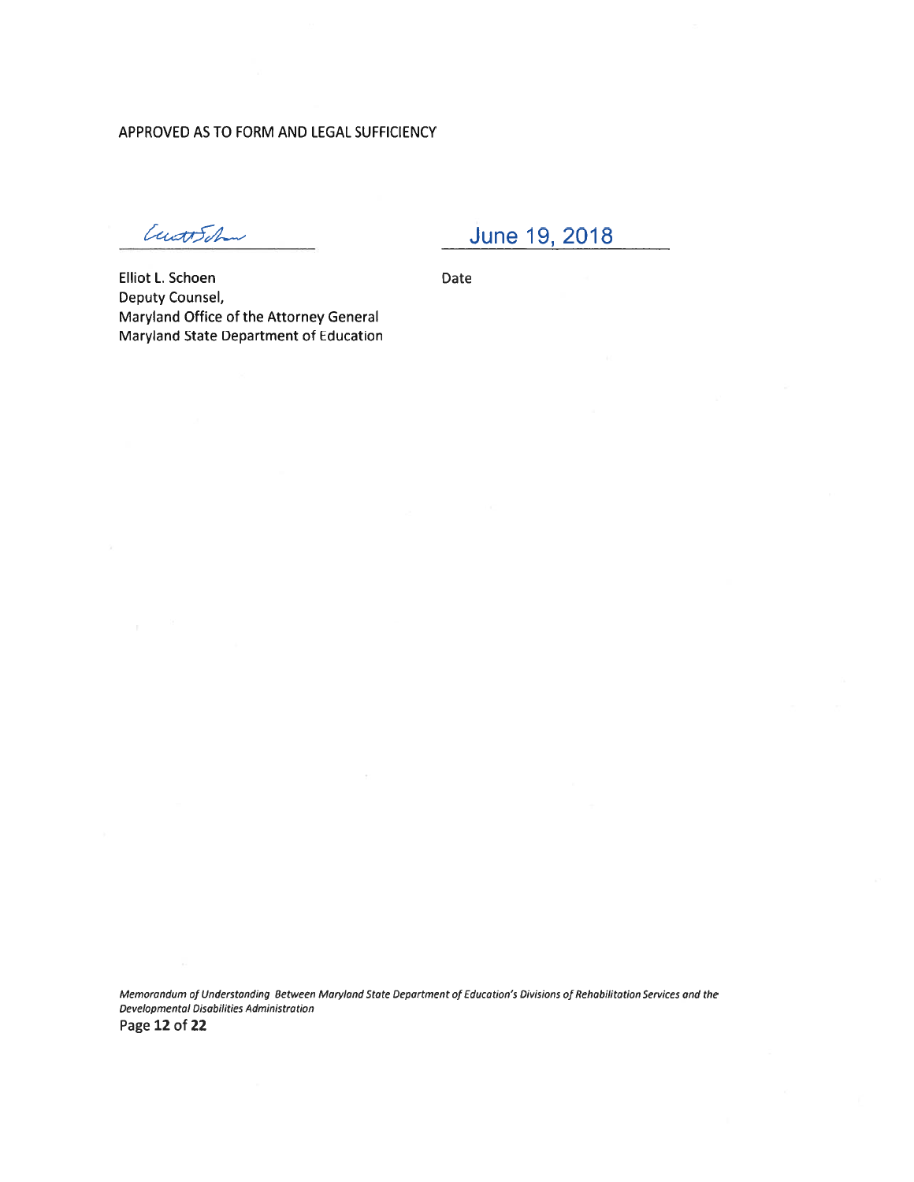APPROVED AS TO FORM AND LEGAL SUFFICIENCY

_________________________ June 19, 2018

Elliot L. Schoen
Deputy Counsel,
Maryland Office of the Attorney General
Maryland State Department of Education

Date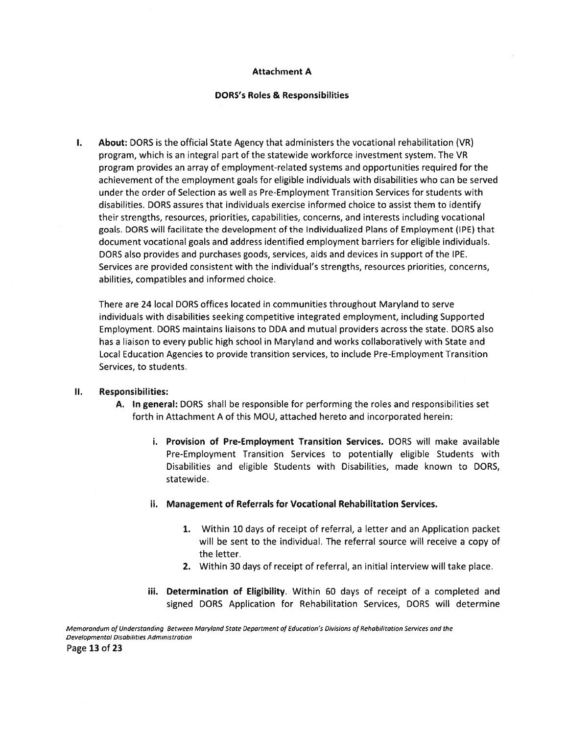**Attachment A**

**DORS's Roles & Responsibilities**

**I. About:** DORS is the official State Agency that administers the vocational rehabilitation (VR) program, which is an integral part of the statewide workforce investment system. The VR program provides an array of employment-related systems and opportunities required for the achievement of the employment goals for eligible individuals with disabilities who can be served under the order of Selection as well as Pre-Employment Transition Services for students with disabilities. DORS assures that individuals exercise informed choice to assist them to identify their strengths, resources, priorities, capabilities, concerns, and interests including vocational goals. DORS will facilitate the development of the Individualized Plans of Employment (IPE) that document vocational goals and address identified employment barriers for eligible individuals. DORS also provides and purchases goods, services, aids and devices in support of the IPE. Services are provided consistent with the individual's strengths, resources priorities, concerns, abilities, compatibles and informed choice.

There are 24 local DORS offices located in communities throughout Maryland to serve individuals with disabilities seeking competitive integrated employment, including Supported Employment. DORS maintains liaisons to DDA and mutual providers across the state. DORS also has a liaison to every public high school in Maryland and works collaboratively with State and Local Education Agencies to provide transition services, to include Pre-Employment Transition Services, to students.

**II. Responsibilities:**

**A. In general:** DORS shall be responsible for performing the roles and responsibilities set forth in Attachment A of this MOU, attached hereto and incorporated herein:

**i. Provision of Pre-Employment Transition Services.** DORS will make available Pre-Employment Transition Services to potentially eligible Students with Disabilities and eligible Students with Disabilities, made known to DORS, statewide.

**ii. Management of Referrals for Vocational Rehabilitation Services.**

1. Within 10 days of receipt of referral, a letter and an Application packet will be sent to the individual. The referral source will receive a copy of the letter.
2. Within 30 days of receipt of referral, an initial interview will take place.

**iii. Determination of Eligibility**. Within 60 days of receipt of a completed and signed DORS Application for Rehabilitation Services, DORS will determine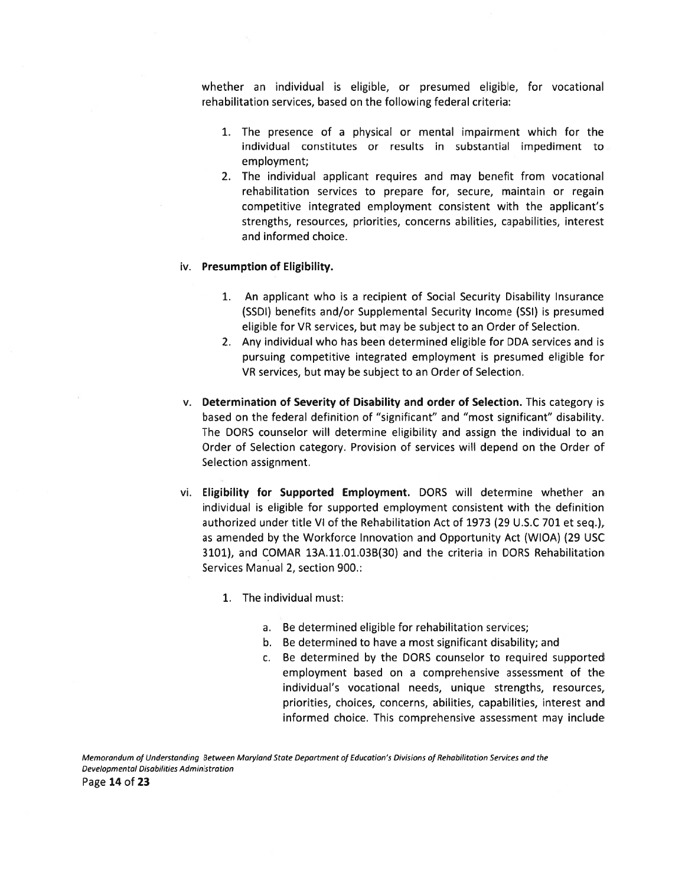whether an individual is eligible, or presumed eligible, for vocational rehabilitation services, based on the following federal criteria:

1. The presence of a physical or mental impairment which for the individual constitutes or results in substantial impediment to employment;
2. The individual applicant requires and may benefit from vocational rehabilitation services to prepare for, secure, maintain or regain competitive integrated employment consistent with the applicant's strengths, resources, priorities, concerns abilities, capabilities, interest and informed choice.

iv. **Presumption of Eligibility.**

1. An applicant who is a recipient of Social Security Disability Insurance (SSDI) benefits and/or Supplemental Security Income (SSI) is presumed eligible for VR services, but may be subject to an Order of Selection.
2. Any individual who has been determined eligible for DDA services and is pursuing competitive integrated employment is presumed eligible for VR services, but may be subject to an Order of Selection.

v. **Determination of Severity of Disability and order of Selection.** This category is based on the federal definition of "significant" and "most significant" disability. The DORS counselor will determine eligibility and assign the individual to an Order of Selection category. Provision of services will depend on the Order of Selection assignment.

vi. **Eligibility for Supported Employment.** DORS will determine whether an individual is eligible for supported employment consistent with the definition authorized under title VI of the Rehabilitation Act of 1973 (29 U.S.C 701 et seq.), as amended by the Workforce Innovation and Opportunity Act (WIOA) (29 USC 3101), and COMAR 13A.11.01.03B(30) and the criteria in DORS Rehabilitation Services Manual 2, section 900.:

1. The individual must:
    a. Be determined eligible for rehabilitation services;
    b. Be determined to have a most significant disability; and
    c. Be determined by the DORS counselor to required supported employment based on a comprehensive assessment of the individual's vocational needs, unique strengths, resources, priorities, choices, concerns, abilities, capabilities, interest and informed choice. This comprehensive assessment may include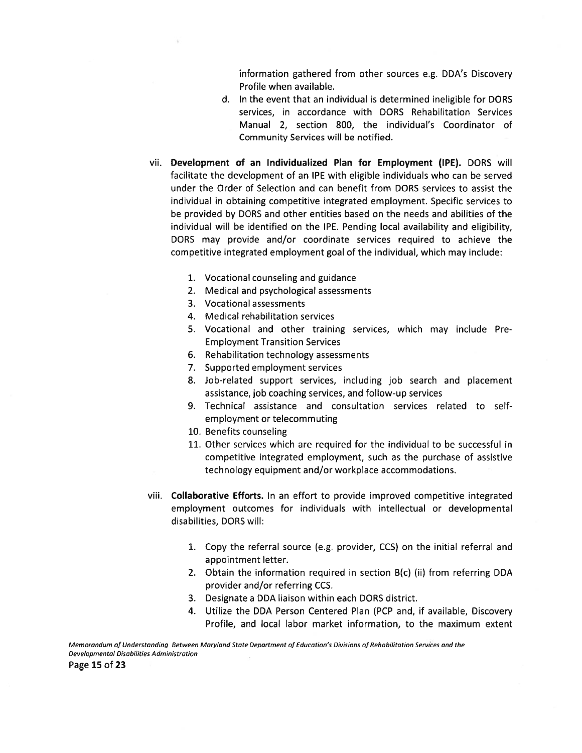information gathered from other sources e.g. DDA's Discovery Profile when available.

d. In the event that an individual is determined ineligible for DORS services, in accordance with DORS Rehabilitation Services Manual 2, section 800, the individual's Coordinator of Community Services will be notified.

vii. **Development of an Individualized Plan for Employment (IPE).** DORS will facilitate the development of an IPE with eligible individuals who can be served under the Order of Selection and can benefit from DORS services to assist the individual in obtaining competitive integrated employment. Specific services to be provided by DORS and other entities based on the needs and abilities of the individual will be identified on the IPE. Pending local availability and eligibility, DORS may provide and/or coordinate services required to achieve the competitive integrated employment goal of the individual, which may include:

1. Vocational counseling and guidance
2. Medical and psychological assessments
3. Vocational assessments
4. Medical rehabilitation services
5. Vocational and other training services, which may include Pre-Employment Transition Services
6. Rehabilitation technology assessments
7. Supported employment services
8. Job-related support services, including job search and placement assistance, job coaching services, and follow-up services
9. Technical assistance and consultation services related to self-employment or telecommuting
10. Benefits counseling
11. Other services which are required for the individual to be successful in competitive integrated employment, such as the purchase of assistive technology equipment and/or workplace accommodations.

viii. **Collaborative Efforts.** In an effort to provide improved competitive integrated employment outcomes for individuals with intellectual or developmental disabilities, DORS will:

1. Copy the referral source (e.g. provider, CCS) on the initial referral and appointment letter.
2. Obtain the information required in section B(c) (ii) from referring DDA provider and/or referring CCS.
3. Designate a DDA liaison within each DORS district.
4. Utilize the DDA Person Centered Plan (PCP and, if available, Discovery Profile, and local labor market information, to the maximum extent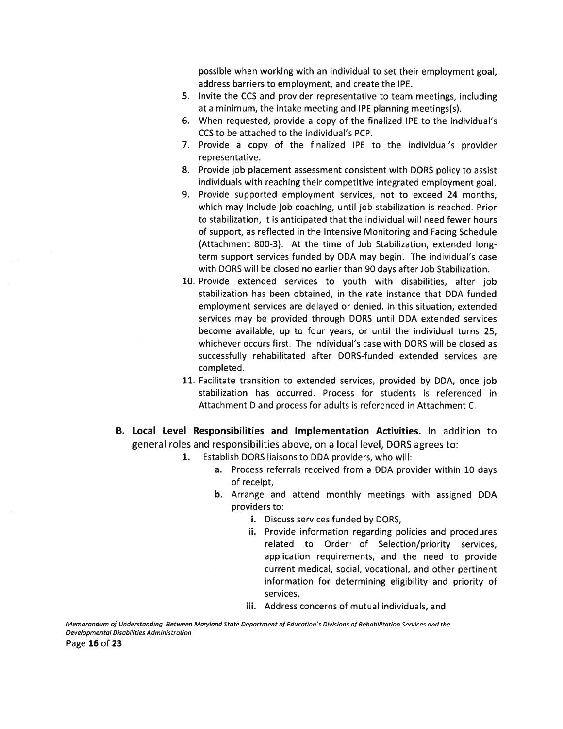possible when working with an individual to set their employment goal, address barriers to employment, and create the IPE.

5. Invite the CCS and provider representative to team meetings, including at a minimum, the intake meeting and IPE planning meetings(s).
6. When requested, provide a copy of the finalized IPE to the individual's CCS to be attached to the individual's PCP.
7. Provide a copy of the finalized IPE to the individual's provider representative.
8. Provide job placement assessment consistent with DORS policy to assist individuals with reaching their competitive integrated employment goal.
9. Provide supported employment services, not to exceed 24 months, which may include job coaching, until job stabilization is reached. Prior to stabilization, it is anticipated that the individual will need fewer hours of support, as reflected in the Intensive Monitoring and Facing Schedule (Attachment 800-3). At the time of Job Stabilization, extended long-term support services funded by DDA may begin. The individual's case with DORS will be closed no earlier than 90 days after Job Stabilization.
10. Provide extended services to youth with disabilities, after job stabilization has been obtained, in the rate instance that DDA funded employment services are delayed or denied. In this situation, extended services may be provided through DORS until DDA extended services become available, up to four years, or until the individual turns 25, whichever occurs first. The individual's case with DORS will be closed as successfully rehabilitated after DORS-funded extended services are completed.
11. Facilitate transition to extended services, provided by DDA, once job stabilization has occurred. Process for students is referenced in Attachment D and process for adults is referenced in Attachment C.

**B. Local Level Responsibilities and Implementation Activities.** In addition to general roles and responsibilities above, on a local level, DORS agrees to:

1. Establish DORS liaisons to DDA providers, who will:
    a. Process referrals received from a DDA provider within 10 days of receipt,
    b. Arrange and attend monthly meetings with assigned DDA providers to:
        i. Discuss services funded by DORS,
        ii. Provide information regarding policies and procedures related to Order of Selection/priority services, application requirements, and the need to provide current medical, social, vocational, and other pertinent information for determining eligibility and priority of services,
        iii. Address concerns of mutual individuals, and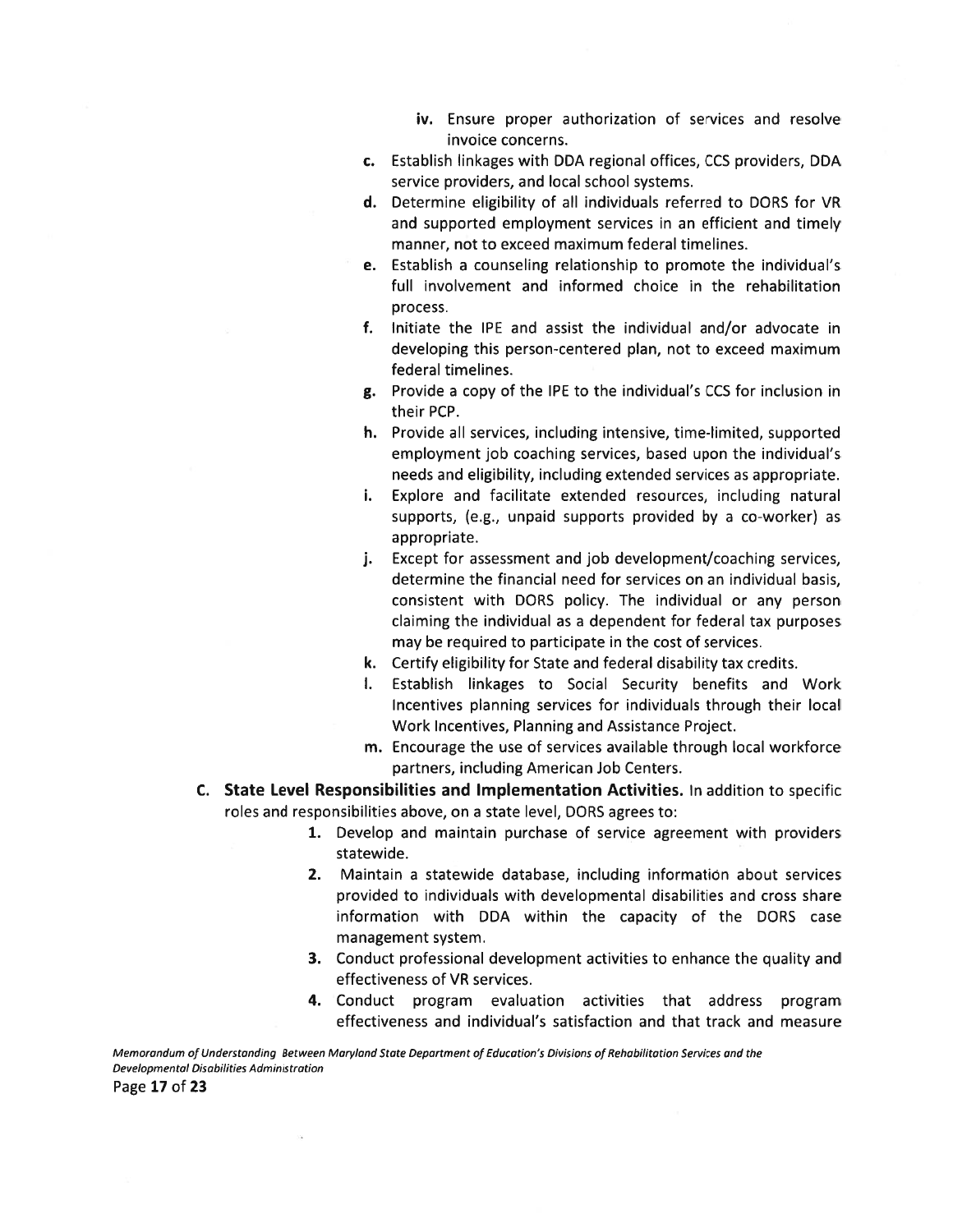iv. Ensure proper authorization of services and resolve invoice concerns.

c. Establish linkages with DDA regional offices, CCS providers, DDA service providers, and local school systems.

d. Determine eligibility of all individuals referred to DORS for VR and supported employment services in an efficient and timely manner, not to exceed maximum federal timelines.

e. Establish a counseling relationship to promote the individual's full involvement and informed choice in the rehabilitation process.

f. Initiate the IPE and assist the individual and/or advocate in developing this person-centered plan, not to exceed maximum federal timelines.

g. Provide a copy of the IPE to the individual's CCS for inclusion in their PCP.

h. Provide all services, including intensive, time-limited, supported employment job coaching services, based upon the individual's needs and eligibility, including extended services as appropriate.

i. Explore and facilitate extended resources, including natural supports, (e.g., unpaid supports provided by a co-worker) as appropriate.

j. Except for assessment and job development/coaching services, determine the financial need for services on an individual basis, consistent with DORS policy. The individual or any person claiming the individual as a dependent for federal tax purposes may be required to participate in the cost of services.

k. Certify eligibility for State and federal disability tax credits.

l. Establish linkages to Social Security benefits and Work Incentives planning services for individuals through their local Work Incentives, Planning and Assistance Project.

m. Encourage the use of services available through local workforce partners, including American Job Centers.

**C. State Level Responsibilities and Implementation Activities.** In addition to specific roles and responsibilities above, on a state level, DORS agrees to:

1. Develop and maintain purchase of service agreement with providers statewide.
2. Maintain a statewide database, including information about services provided to individuals with developmental disabilities and cross share information with DDA within the capacity of the DORS case management system.
3. Conduct professional development activities to enhance the quality and effectiveness of VR services.
4. Conduct program evaluation activities that address program effectiveness and individual's satisfaction and that track and measure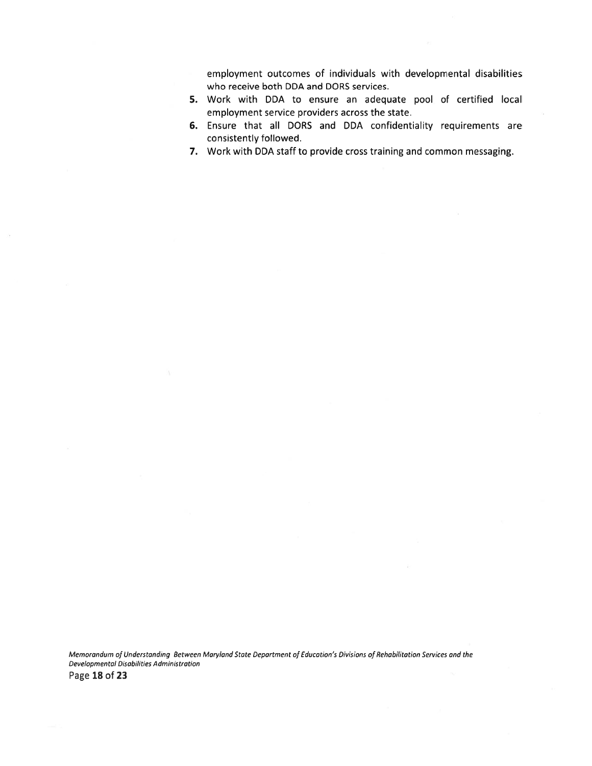employment outcomes of individuals with developmental disabilities who receive both DDA and DORS services.

5. Work with DDA to ensure an adequate pool of certified local employment service providers across the state.
6. Ensure that all DORS and DDA confidentiality requirements are consistently followed.
7. Work with DDA staff to provide cross training and common messaging.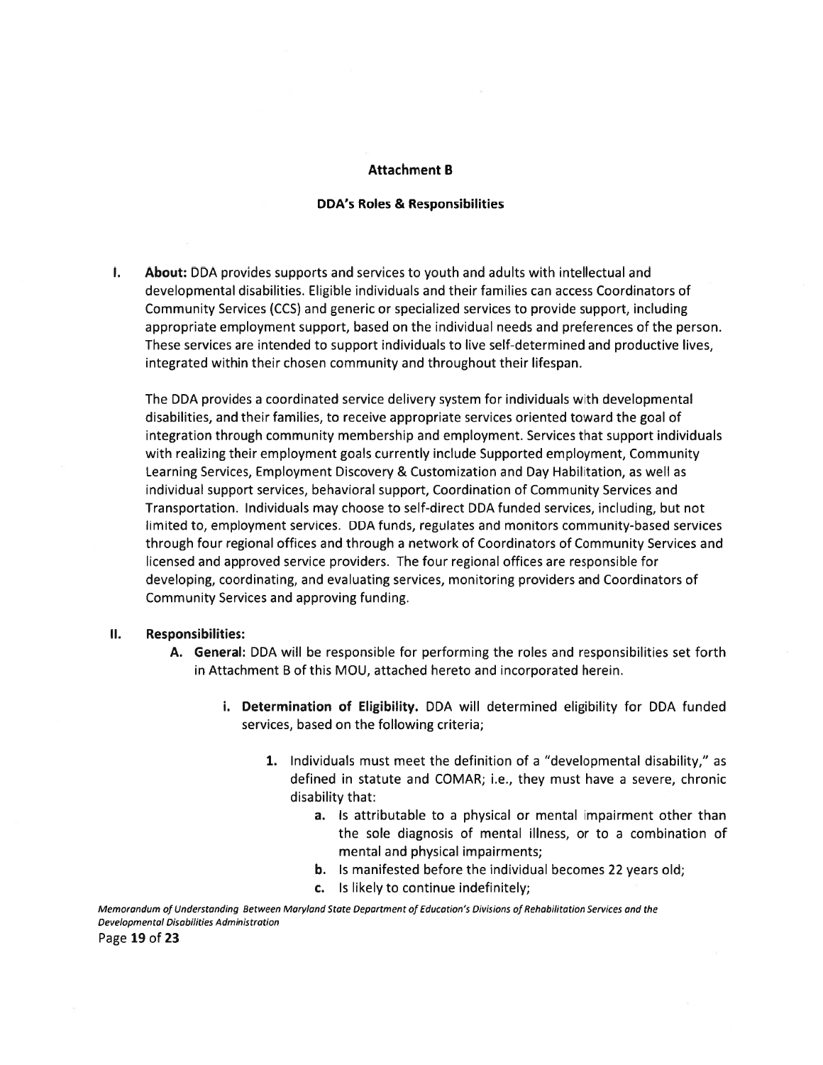## Attachment B

### DDA's Roles & Responsibilities

**I. About:** DDA provides supports and services to youth and adults with intellectual and developmental disabilities. Eligible individuals and their families can access Coordinators of Community Services (CCS) and generic or specialized services to provide support, including appropriate employment support, based on the individual needs and preferences of the person. These services are intended to support individuals to live self-determined and productive lives, integrated within their chosen community and throughout their lifespan.

The DDA provides a coordinated service delivery system for individuals with developmental disabilities, and their families, to receive appropriate services oriented toward the goal of integration through community membership and employment. Services that support individuals with realizing their employment goals currently include Supported employment, Community Learning Services, Employment Discovery & Customization and Day Habilitation, as well as individual support services, behavioral support, Coordination of Community Services and Transportation. Individuals may choose to self-direct DDA funded services, including, but not limited to, employment services. DDA funds, regulates and monitors community-based services through four regional offices and through a network of Coordinators of Community Services and licensed and approved service providers. The four regional offices are responsible for developing, coordinating, and evaluating services, monitoring providers and Coordinators of Community Services and approving funding.

**II. Responsibilities:**

- **A. General:** DDA will be responsible for performing the roles and responsibilities set forth in Attachment B of this MOU, attached hereto and incorporated herein.
  - **i. Determination of Eligibility.** DDA will determined eligibility for DDA funded services, based on the following criteria;
    1. Individuals must meet the definition of a "developmental disability," as defined in statute and COMAR; i.e., they must have a severe, chronic disability that:
       - **a.** Is attributable to a physical or mental impairment other than the sole diagnosis of mental illness, or to a combination of mental and physical impairments;
       - **b.** Is manifested before the individual becomes 22 years old;
       - **c.** Is likely to continue indefinitely;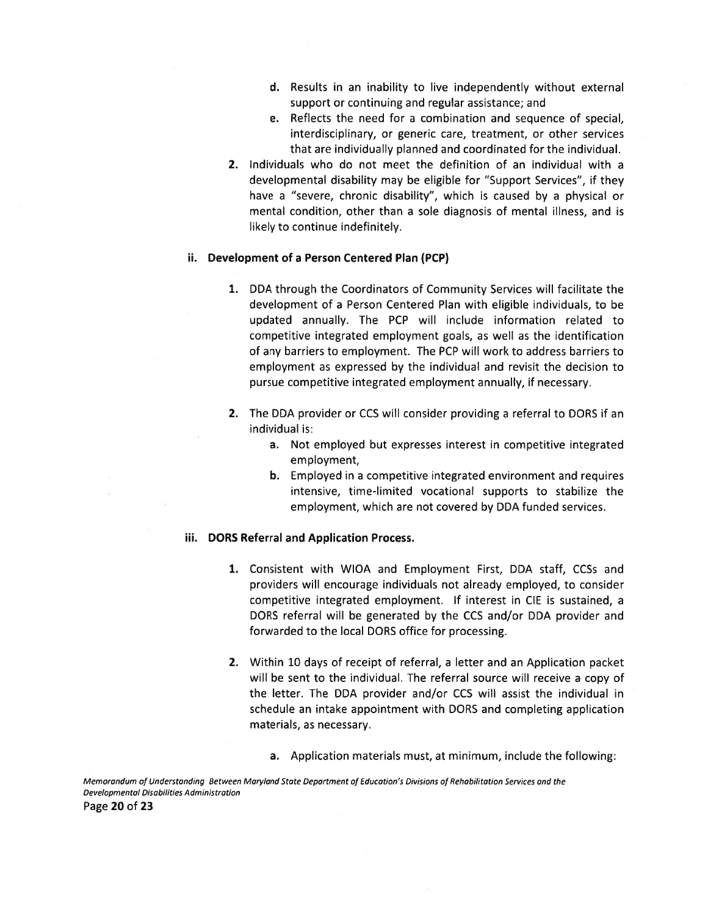d. Results in an inability to live independently without external support or continuing and regular assistance; and

e. Reflects the need for a combination and sequence of special, interdisciplinary, or generic care, treatment, or other services that are individually planned and coordinated for the individual.

2. Individuals who do not meet the definition of an individual with a developmental disability may be eligible for "Support Services", if they have a "severe, chronic disability", which is caused by a physical or mental condition, other than a sole diagnosis of mental illness, and is likely to continue indefinitely.

**ii. Development of a Person Centered Plan (PCP)**

1. DDA through the Coordinators of Community Services will facilitate the development of a Person Centered Plan with eligible individuals, to be updated annually. The PCP will include information related to competitive integrated employment goals, as well as the identification of any barriers to employment. The PCP will work to address barriers to employment as expressed by the individual and revisit the decision to pursue competitive integrated employment annually, if necessary.

2. The DDA provider or CCS will consider providing a referral to DORS if an individual is:
   a. Not employed but expresses interest in competitive integrated employment,
   b. Employed in a competitive integrated environment and requires intensive, time-limited vocational supports to stabilize the employment, which are not covered by DDA funded services.

**iii. DORS Referral and Application Process.**

1. Consistent with WIOA and Employment First, DDA staff, CCSs and providers will encourage individuals not already employed, to consider competitive integrated employment. If interest in CIE is sustained, a DORS referral will be generated by the CCS and/or DDA provider and forwarded to the local DORS office for processing.

2. Within 10 days of receipt of referral, a letter and an Application packet will be sent to the individual. The referral source will receive a copy of the letter. The DDA provider and/or CCS will assist the individual in schedule an intake appointment with DORS and completing application materials, as necessary.

   a. Application materials must, at minimum, include the following: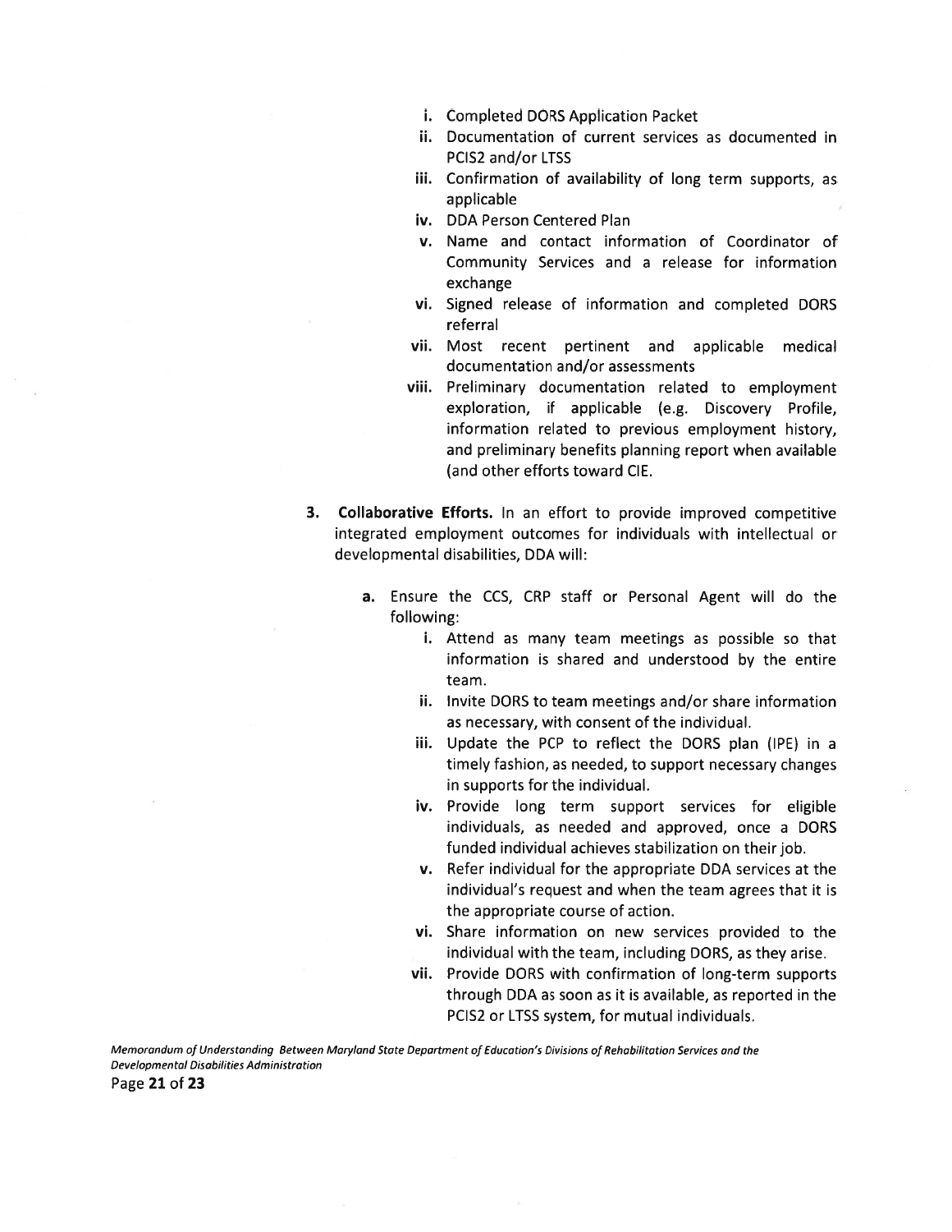i. Completed DORS Application Packet
ii. Documentation of current services as documented in PCIS2 and/or LTSS
iii. Confirmation of availability of long term supports, as applicable
iv. DDA Person Centered Plan
v. Name and contact information of Coordinator of Community Services and a release for information exchange
vi. Signed release of information and completed DORS referral
vii. Most recent pertinent and applicable medical documentation and/or assessments
viii. Preliminary documentation related to employment exploration, if applicable (e.g. Discovery Profile, information related to previous employment history, and preliminary benefits planning report when available (and other efforts toward CIE.

3. **Collaborative Efforts.** In an effort to provide improved competitive integrated employment outcomes for individuals with intellectual or developmental disabilities, DDA will:

    a. Ensure the CCS, CRP staff or Personal Agent will do the following:

    i. Attend as many team meetings as possible so that information is shared and understood by the entire team.
    ii. Invite DORS to team meetings and/or share information as necessary, with consent of the individual.
    iii. Update the PCP to reflect the DORS plan (IPE) in a timely fashion, as needed, to support necessary changes in supports for the individual.
    iv. Provide long term support services for eligible individuals, as needed and approved, once a DORS funded individual achieves stabilization on their job.
    v. Refer individual for the appropriate DDA services at the individual's request and when the team agrees that it is the appropriate course of action.
    vi. Share information on new services provided to the individual with the team, including DORS, as they arise.
    vii. Provide DORS with confirmation of long-term supports through DDA as soon as it is available, as reported in the PCIS2 or LTSS system, for mutual individuals.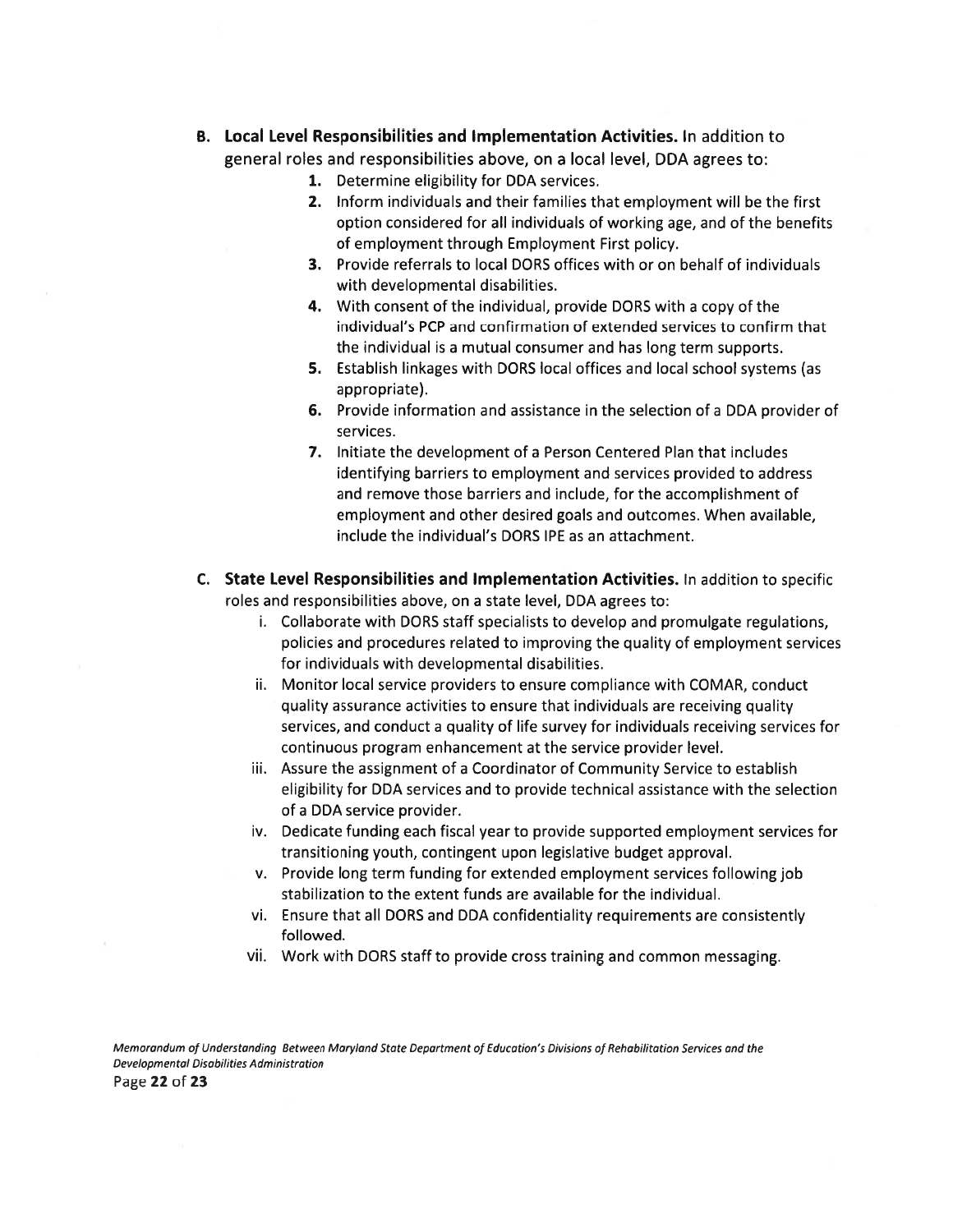**B. Local Level Responsibilities and Implementation Activities.** In addition to general roles and responsibilities above, on a local level, DDA agrees to:

1. Determine eligibility for DDA services.
2. Inform individuals and their families that employment will be the first option considered for all individuals of working age, and of the benefits of employment through Employment First policy.
3. Provide referrals to local DORS offices with or on behalf of individuals with developmental disabilities.
4. With consent of the individual, provide DORS with a copy of the individual's PCP and confirmation of extended services to confirm that the individual is a mutual consumer and has long term supports.
5. Establish linkages with DORS local offices and local school systems (as appropriate).
6. Provide information and assistance in the selection of a DDA provider of services.
7. Initiate the development of a Person Centered Plan that includes identifying barriers to employment and services provided to address and remove those barriers and include, for the accomplishment of employment and other desired goals and outcomes. When available, include the individual's DORS IPE as an attachment.

**C. State Level Responsibilities and Implementation Activities.** In addition to specific roles and responsibilities above, on a state level, DDA agrees to:

i. Collaborate with DORS staff specialists to develop and promulgate regulations, policies and procedures related to improving the quality of employment services for individuals with developmental disabilities.

ii. Monitor local service providers to ensure compliance with COMAR, conduct quality assurance activities to ensure that individuals are receiving quality services, and conduct a quality of life survey for individuals receiving services for continuous program enhancement at the service provider level.

iii. Assure the assignment of a Coordinator of Community Service to establish eligibility for DDA services and to provide technical assistance with the selection of a DDA service provider.

iv. Dedicate funding each fiscal year to provide supported employment services for transitioning youth, contingent upon legislative budget approval.

v. Provide long term funding for extended employment services following job stabilization to the extent funds are available for the individual.

vi. Ensure that all DORS and DDA confidentiality requirements are consistently followed.

vii. Work with DORS staff to provide cross training and common messaging.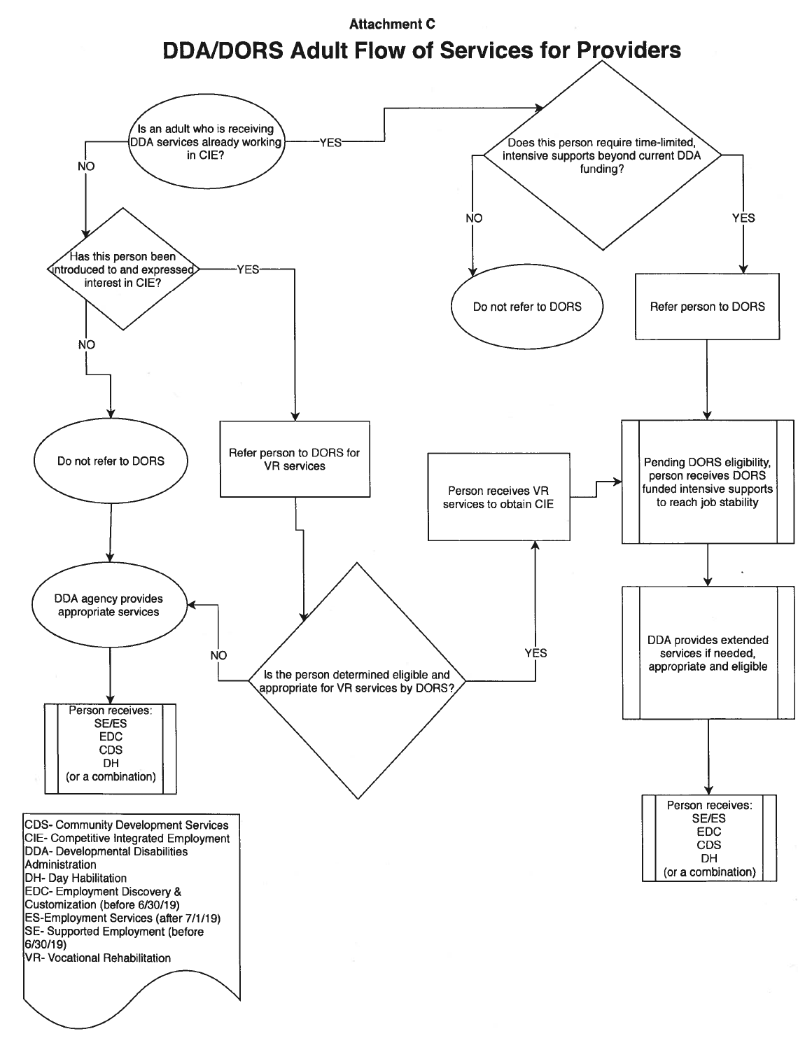Attachment C

# DDA/DORS Adult Flow of Services for Providers

Is an adult who is receiving DDA services already working in CIE?

- YES → Does this person require time-limited, intensive supports beyond current DDA funding?
  - NO → Do not refer to DORS
  - YES → Refer person to DORS → Pending DORS eligibility, person receives DORS funded intensive supports to reach job stability → DDA provides extended services if needed, appropriate and eligible → Person receives: SE/ES, EDC, CDS, DH (or a combination)
- NO → Has this person been introduced to and expressed interest in CIE?
  - NO → Do not refer to DORS → DDA agency provides appropriate services → Person receives: SE/ES, EDC, CDS, DH (or a combination)
  - YES → Refer person to DORS for VR services → Is the person determined eligible and appropriate for VR services by DORS?
    - NO → DDA agency provides appropriate services → Person receives: SE/ES, EDC, CDS, DH (or a combination)
    - YES → Person receives VR services to obtain CIE → Pending DORS eligibility, person receives DORS funded intensive supports to reach job stability → DDA provides extended services if needed, appropriate and eligible → Person receives: SE/ES, EDC, CDS, DH (or a combination)

CDS- Community Development Services
CIE- Competitive Integrated Employment
DDA- Developmental Disabilities Administration
DH- Day Habilitation
EDC- Employment Discovery & Customization (before 6/30/19)
ES-Employment Services (after 7/1/19)
SE- Supported Employment (before 6/30/19)
VR- Vocational Rehabilitation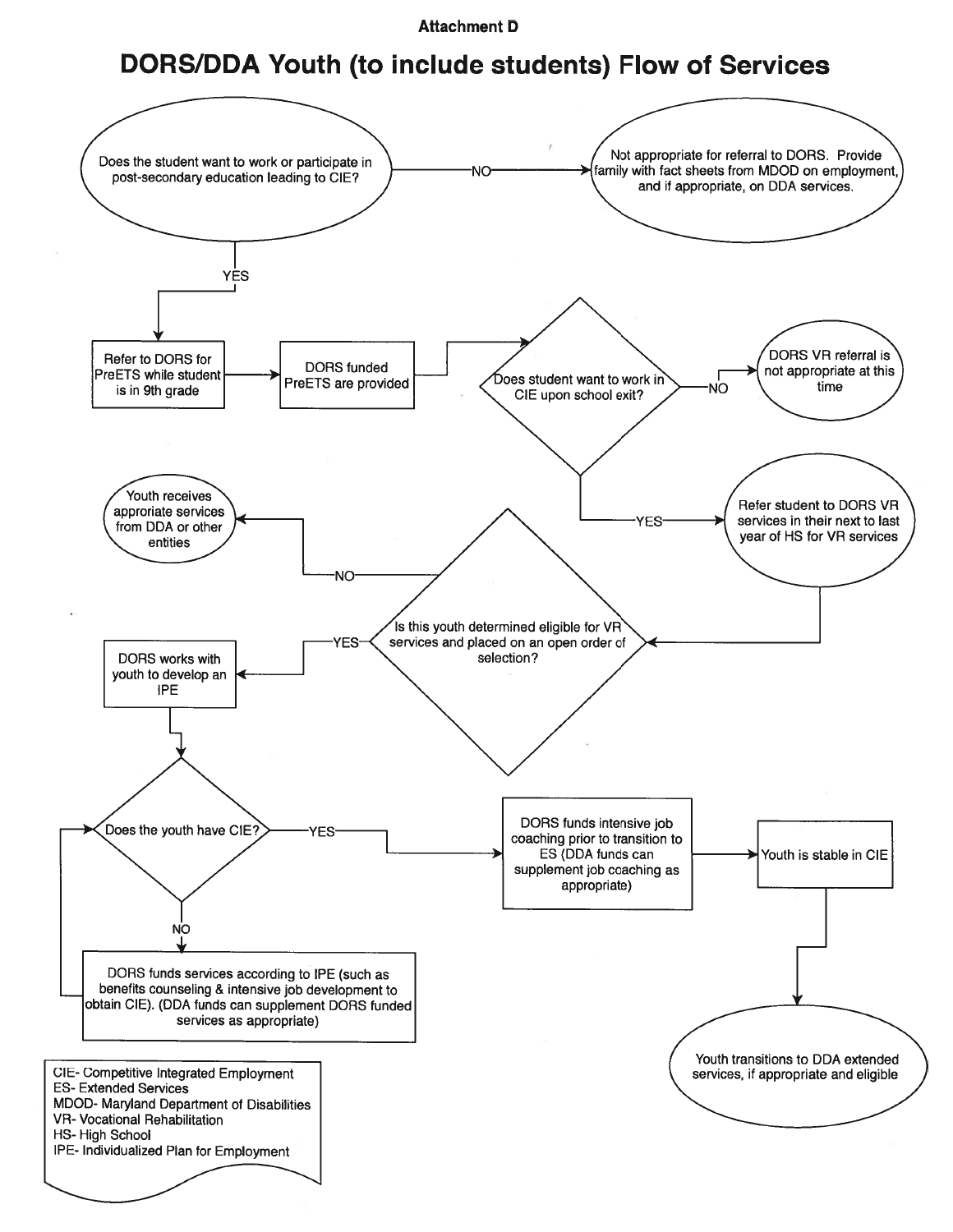**Attachment D**

# DORS/DDA Youth (to include students) Flow of Services

Does the student want to work or participate in post-secondary education leading to CIE?

NO

Not appropriate for referral to DORS. Provide family with fact sheets from MDOD on employment, and if appropriate, on DDA services.

YES

Refer to DORS for PreETS while student is in 9th grade

DORS funded PreETS are provided

Does student want to work in CIE upon school exit?

NO

DORS VR referral is not appropriate at this time

YES

Refer student to DORS VR services in their next to last year of HS for VR services

Is this youth determined eligible for VR services and placed on an open order of selection?

NO

Youth receives approriate services from DDA or other entities

YES

DORS works with youth to develop an IPE

Does the youth have CIE?

NO

DORS funds services according to IPE (such as benefits counseling & intensive job development to obtain CIE). (DDA funds can supplement DORS funded services as appropriate)

YES

DORS funds intensive job coaching prior to transition to ES (DDA funds can supplement job coaching as appropriate)

Youth is stable in CIE

Youth transitions to DDA extended services, if appropriate and eligible

CIE- Competitive Integrated Employment
ES- Extended Services
MDOD- Maryland Department of Disabilities
VR- Vocational Rehabilitation
HS- High School
IPE- Individualized Plan for Employment